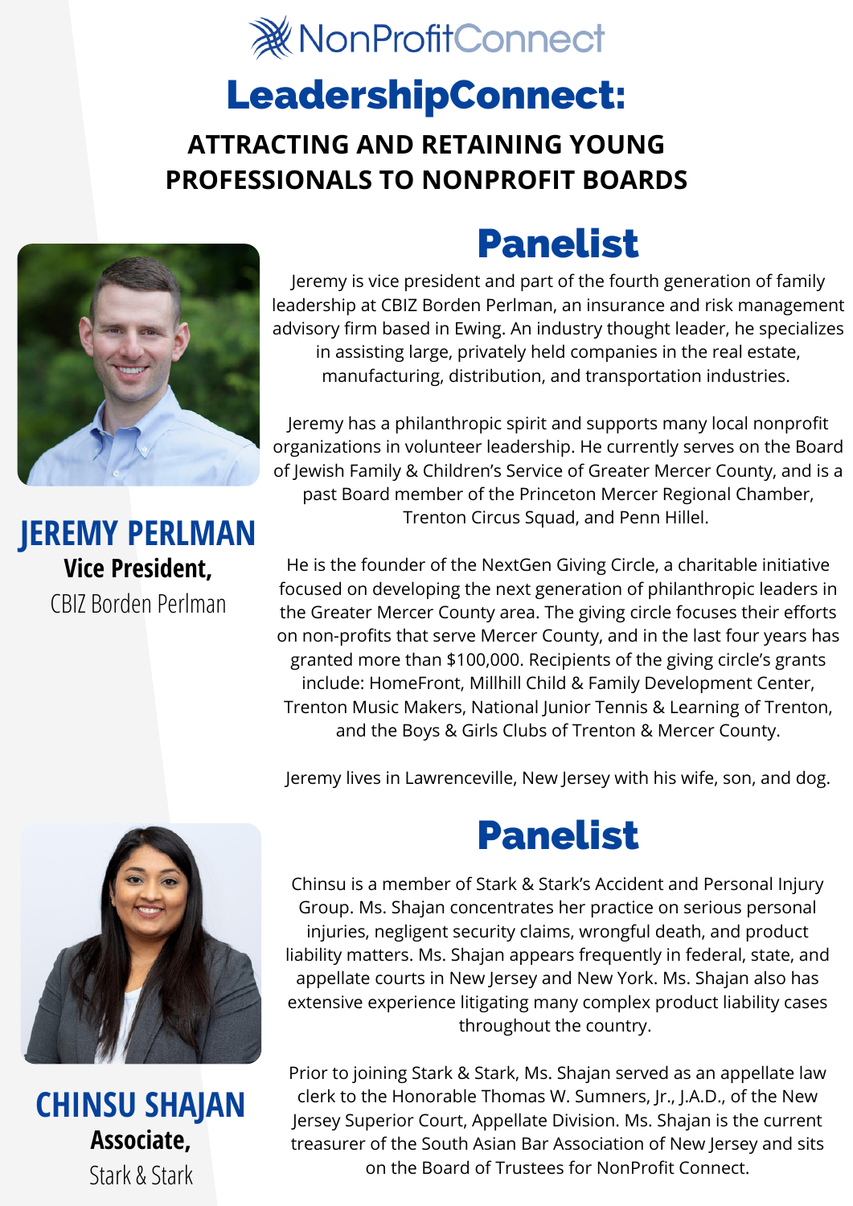NonProfitConnect

# LeadershipConnect:

## ATTRACTING AND RETAINING YOUNG PROFESSIONALS TO NONPROFIT BOARDS

## Panelist

**JEREMY PERLMAN**
**Vice President,**
CBIZ Borden Perlman

Jeremy is vice president and part of the fourth generation of family leadership at CBIZ Borden Perlman, an insurance and risk management advisory firm based in Ewing. An industry thought leader, he specializes in assisting large, privately held companies in the real estate, manufacturing, distribution, and transportation industries.

Jeremy has a philanthropic spirit and supports many local nonprofit organizations in volunteer leadership. He currently serves on the Board of Jewish Family & Children's Service of Greater Mercer County, and is a past Board member of the Princeton Mercer Regional Chamber, Trenton Circus Squad, and Penn Hillel.

He is the founder of the NextGen Giving Circle, a charitable initiative focused on developing the next generation of philanthropic leaders in the Greater Mercer County area. The giving circle focuses their efforts on non-profits that serve Mercer County, and in the last four years has granted more than $100,000. Recipients of the giving circle's grants include: HomeFront, Millhill Child & Family Development Center, Trenton Music Makers, National Junior Tennis & Learning of Trenton, and the Boys & Girls Clubs of Trenton & Mercer County.

Jeremy lives in Lawrenceville, New Jersey with his wife, son, and dog.

## Panelist

**CHINSU SHAJAN**
**Associate,**
Stark & Stark

Chinsu is a member of Stark & Stark's Accident and Personal Injury Group. Ms. Shajan concentrates her practice on serious personal injuries, negligent security claims, wrongful death, and product liability matters. Ms. Shajan appears frequently in federal, state, and appellate courts in New Jersey and New York. Ms. Shajan also has extensive experience litigating many complex product liability cases throughout the country.

Prior to joining Stark & Stark, Ms. Shajan served as an appellate law clerk to the Honorable Thomas W. Sumners, Jr., J.A.D., of the New Jersey Superior Court, Appellate Division. Ms. Shajan is the current treasurer of the South Asian Bar Association of New Jersey and sits on the Board of Trustees for NonProfit Connect.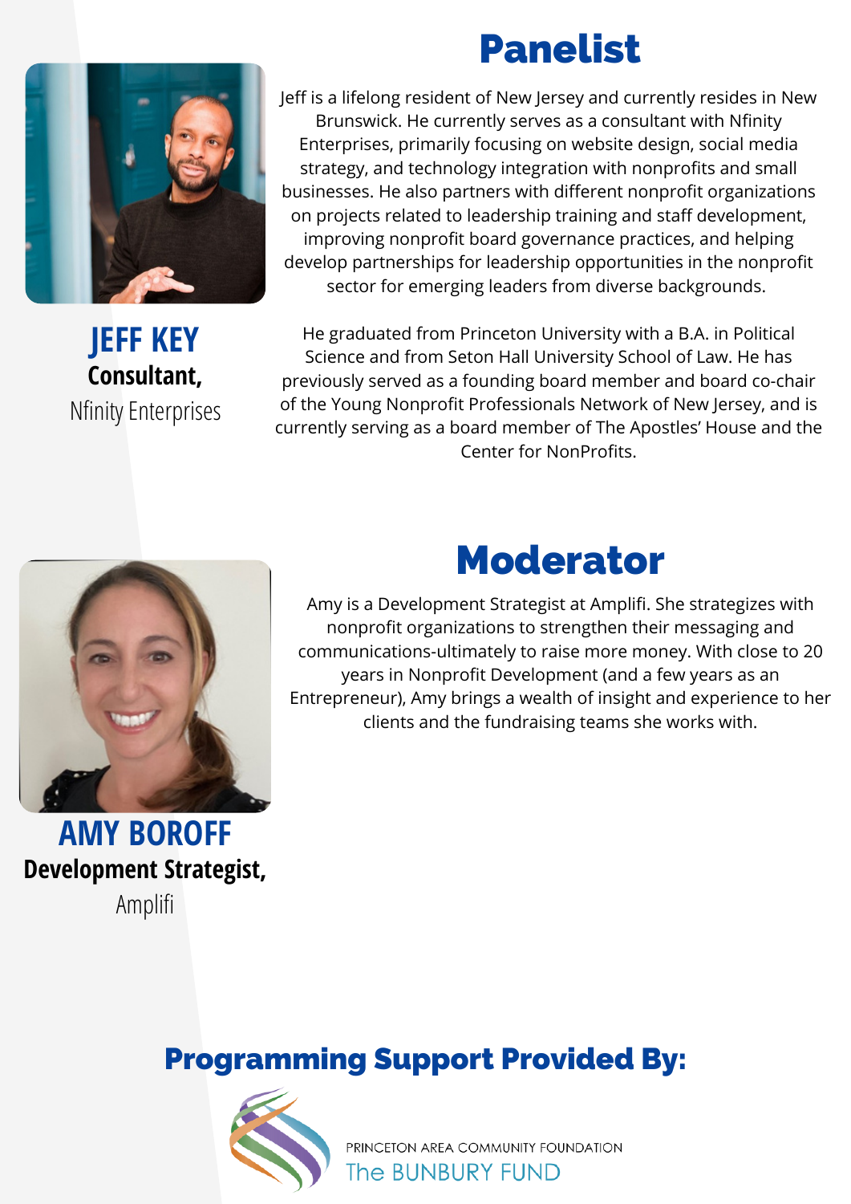## Panelist

**JEFF KEY**
**Consultant,**
Nfinity Enterprises

Jeff is a lifelong resident of New Jersey and currently resides in New Brunswick. He currently serves as a consultant with Nfinity Enterprises, primarily focusing on website design, social media strategy, and technology integration with nonprofits and small businesses. He also partners with different nonprofit organizations on projects related to leadership training and staff development, improving nonprofit board governance practices, and helping develop partnerships for leadership opportunities in the nonprofit sector for emerging leaders from diverse backgrounds.

He graduated from Princeton University with a B.A. in Political Science and from Seton Hall University School of Law. He has previously served as a founding board member and board co-chair of the Young Nonprofit Professionals Network of New Jersey, and is currently serving as a board member of The Apostles' House and the Center for NonProfits.

## Moderator

**AMY BOROFF**
**Development Strategist,**
Amplifi

Amy is a Development Strategist at Amplifi. She strategizes with nonprofit organizations to strengthen their messaging and communications-ultimately to raise more money. With close to 20 years in Nonprofit Development (and a few years as an Entrepreneur), Amy brings a wealth of insight and experience to her clients and the fundraising teams she works with.

## Programming Support Provided By:

PRINCETON AREA COMMUNITY FOUNDATION
The BUNBURY FUND